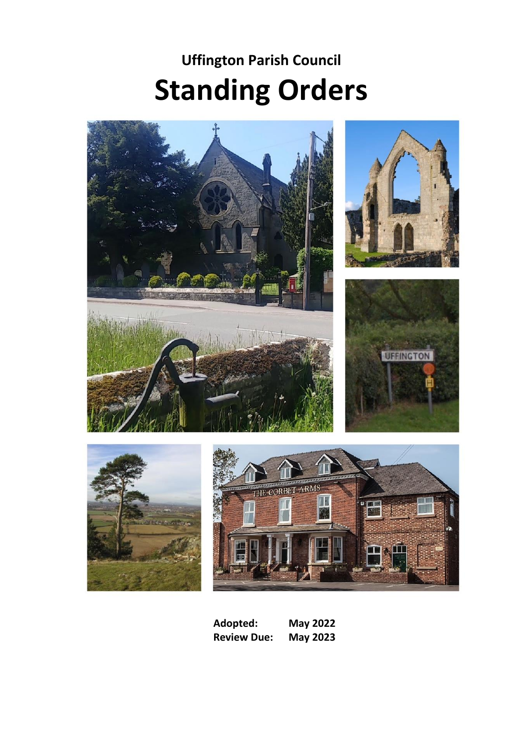# Uffington Parish Council

# Standing Orders

**Adopted:** **May 2022**
**Review Due:** **May 2023**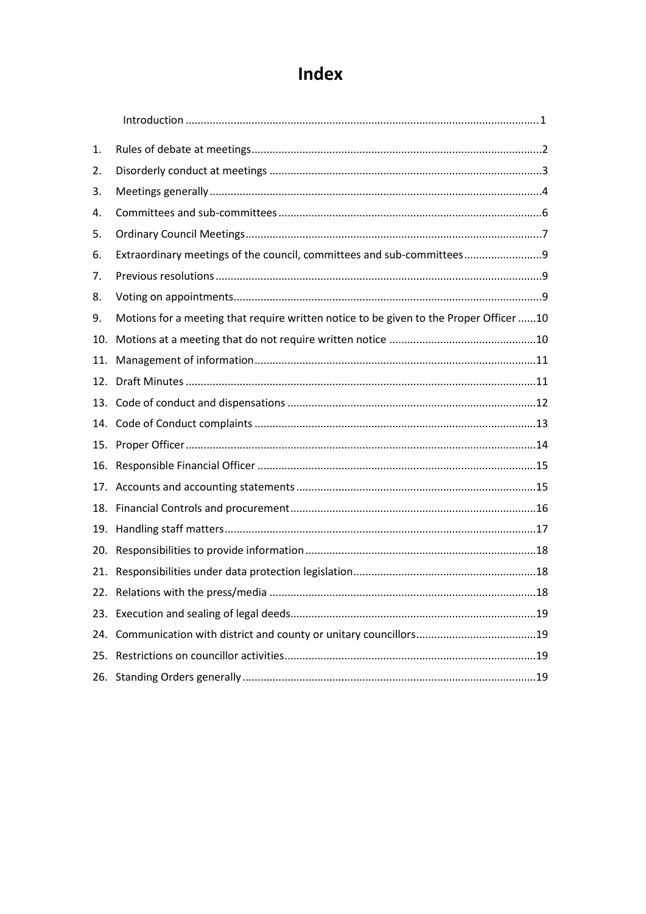# Index

| | | |
|---|---|---|
| | Introduction | 1 |
| 1. | Rules of debate at meetings | 2 |
| 2. | Disorderly conduct at meetings | 3 |
| 3. | Meetings generally | 4 |
| 4. | Committees and sub-committees | 6 |
| 5. | Ordinary Council Meetings | 7 |
| 6. | Extraordinary meetings of the council, committees and sub-committees | 9 |
| 7. | Previous resolutions | 9 |
| 8. | Voting on appointments | 9 |
| 9. | Motions for a meeting that require written notice to be given to the Proper Officer | 10 |
| 10. | Motions at a meeting that do not require written notice | 10 |
| 11. | Management of information | 11 |
| 12. | Draft Minutes | 11 |
| 13. | Code of conduct and dispensations | 12 |
| 14. | Code of Conduct complaints | 13 |
| 15. | Proper Officer | 14 |
| 16. | Responsible Financial Officer | 15 |
| 17. | Accounts and accounting statements | 15 |
| 18. | Financial Controls and procurement | 16 |
| 19. | Handling staff matters | 17 |
| 20. | Responsibilities to provide information | 18 |
| 21. | Responsibilities under data protection legislation | 18 |
| 22. | Relations with the press/media | 18 |
| 23. | Execution and sealing of legal deeds | 19 |
| 24. | Communication with district and county or unitary councillors | 19 |
| 25. | Restrictions on councillor activities | 19 |
| 26. | Standing Orders generally | 19 |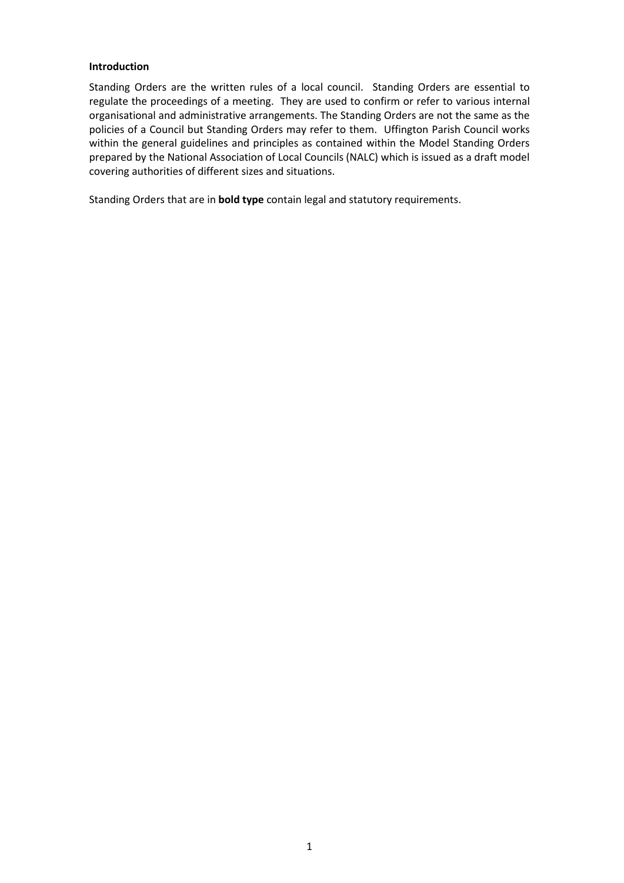**Introduction**

Standing Orders are the written rules of a local council. Standing Orders are essential to regulate the proceedings of a meeting. They are used to confirm or refer to various internal organisational and administrative arrangements. The Standing Orders are not the same as the policies of a Council but Standing Orders may refer to them. Uffington Parish Council works within the general guidelines and principles as contained within the Model Standing Orders prepared by the National Association of Local Councils (NALC) which is issued as a draft model covering authorities of different sizes and situations.

Standing Orders that are in **bold type** contain legal and statutory requirements.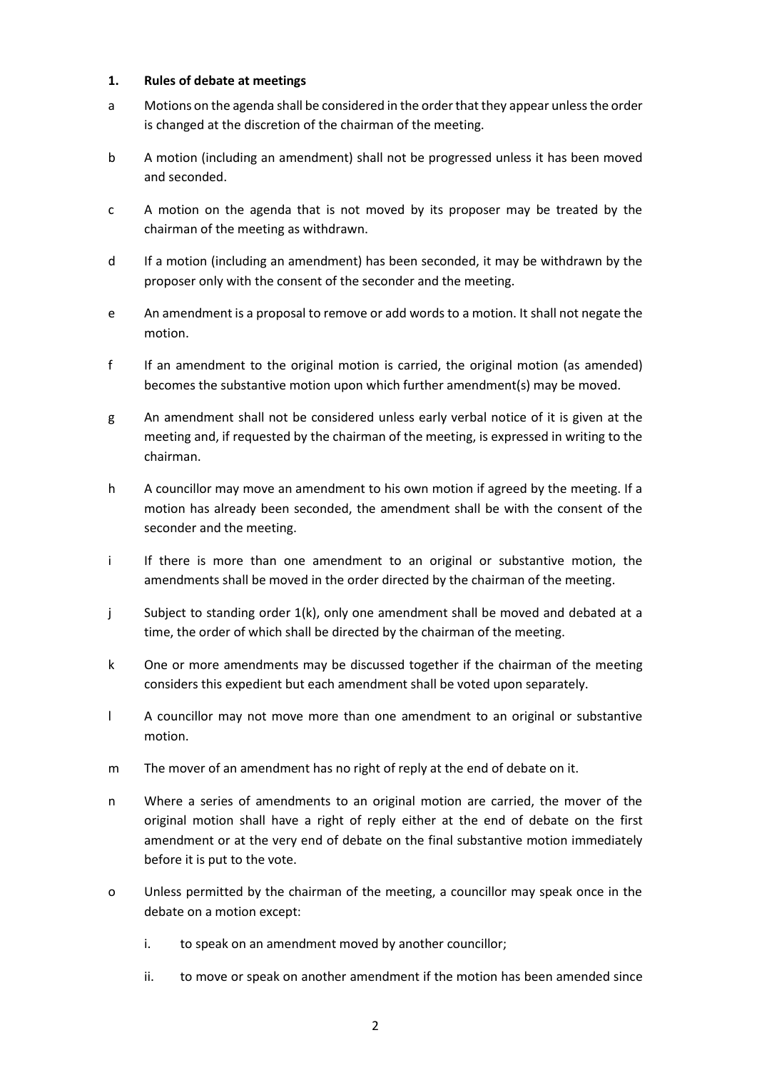### 1. Rules of debate at meetings

a Motions on the agenda shall be considered in the order that they appear unless the order is changed at the discretion of the chairman of the meeting.

b A motion (including an amendment) shall not be progressed unless it has been moved and seconded.

c A motion on the agenda that is not moved by its proposer may be treated by the chairman of the meeting as withdrawn.

d If a motion (including an amendment) has been seconded, it may be withdrawn by the proposer only with the consent of the seconder and the meeting.

e An amendment is a proposal to remove or add words to a motion. It shall not negate the motion.

f If an amendment to the original motion is carried, the original motion (as amended) becomes the substantive motion upon which further amendment(s) may be moved.

g An amendment shall not be considered unless early verbal notice of it is given at the meeting and, if requested by the chairman of the meeting, is expressed in writing to the chairman.

h A councillor may move an amendment to his own motion if agreed by the meeting. If a motion has already been seconded, the amendment shall be with the consent of the seconder and the meeting.

i If there is more than one amendment to an original or substantive motion, the amendments shall be moved in the order directed by the chairman of the meeting.

j Subject to standing order 1(k), only one amendment shall be moved and debated at a time, the order of which shall be directed by the chairman of the meeting.

k One or more amendments may be discussed together if the chairman of the meeting considers this expedient but each amendment shall be voted upon separately.

l A councillor may not move more than one amendment to an original or substantive motion.

m The mover of an amendment has no right of reply at the end of debate on it.

n Where a series of amendments to an original motion are carried, the mover of the original motion shall have a right of reply either at the end of debate on the first amendment or at the very end of debate on the final substantive motion immediately before it is put to the vote.

o Unless permitted by the chairman of the meeting, a councillor may speak once in the debate on a motion except:

   i. to speak on an amendment moved by another councillor;

   ii. to move or speak on another amendment if the motion has been amended since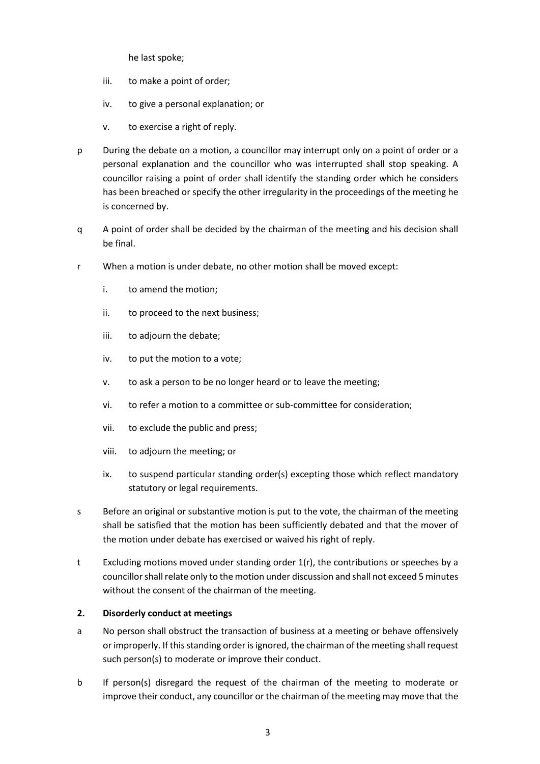he last spoke;

iii. to make a point of order;

iv. to give a personal explanation; or

v. to exercise a right of reply.

p During the debate on a motion, a councillor may interrupt only on a point of order or a personal explanation and the councillor who was interrupted shall stop speaking. A councillor raising a point of order shall identify the standing order which he considers has been breached or specify the other irregularity in the proceedings of the meeting he is concerned by.

q A point of order shall be decided by the chairman of the meeting and his decision shall be final.

r When a motion is under debate, no other motion shall be moved except:

i. to amend the motion;

ii. to proceed to the next business;

iii. to adjourn the debate;

iv. to put the motion to a vote;

v. to ask a person to be no longer heard or to leave the meeting;

vi. to refer a motion to a committee or sub-committee for consideration;

vii. to exclude the public and press;

viii. to adjourn the meeting; or

ix. to suspend particular standing order(s) excepting those which reflect mandatory statutory or legal requirements.

s Before an original or substantive motion is put to the vote, the chairman of the meeting shall be satisfied that the motion has been sufficiently debated and that the mover of the motion under debate has exercised or waived his right of reply.

t Excluding motions moved under standing order 1(r), the contributions or speeches by a councillor shall relate only to the motion under discussion and shall not exceed 5 minutes without the consent of the chairman of the meeting.

## 2. Disorderly conduct at meetings

a No person shall obstruct the transaction of business at a meeting or behave offensively or improperly. If this standing order is ignored, the chairman of the meeting shall request such person(s) to moderate or improve their conduct.

b If person(s) disregard the request of the chairman of the meeting to moderate or improve their conduct, any councillor or the chairman of the meeting may move that the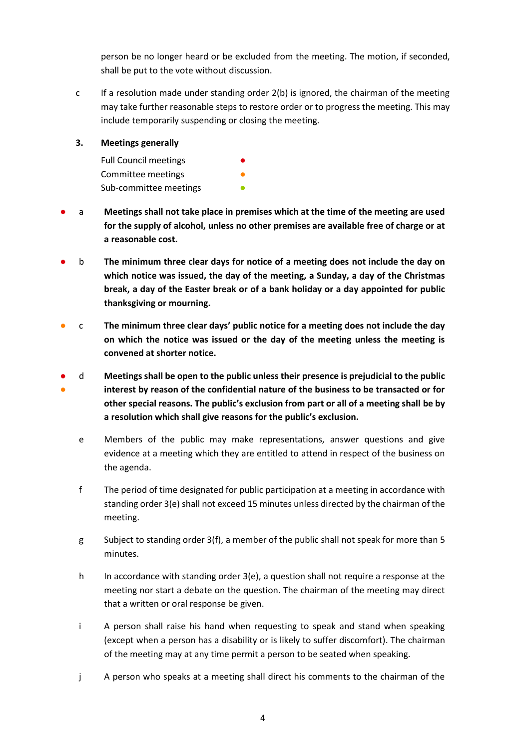person be no longer heard or be excluded from the meeting. The motion, if seconded, shall be put to the vote without discussion.

c If a resolution made under standing order 2(b) is ignored, the chairman of the meeting may take further reasonable steps to restore order or to progress the meeting. This may include temporarily suspending or closing the meeting.

### 3. Meetings generally

Full Council meetings ●
Committee meetings ●
Sub-committee meetings ●

● a **Meetings shall not take place in premises which at the time of the meeting are used for the supply of alcohol, unless no other premises are available free of charge or at a reasonable cost.**

● b **The minimum three clear days for notice of a meeting does not include the day on which notice was issued, the day of the meeting, a Sunday, a day of the Christmas break, a day of the Easter break or of a bank holiday or a day appointed for public thanksgiving or mourning.**

● c **The minimum three clear days' public notice for a meeting does not include the day on which the notice was issued or the day of the meeting unless the meeting is convened at shorter notice.**

● ● d **Meetings shall be open to the public unless their presence is prejudicial to the public interest by reason of the confidential nature of the business to be transacted or for other special reasons. The public's exclusion from part or all of a meeting shall be by a resolution which shall give reasons for the public's exclusion.**

e Members of the public may make representations, answer questions and give evidence at a meeting which they are entitled to attend in respect of the business on the agenda.

f The period of time designated for public participation at a meeting in accordance with standing order 3(e) shall not exceed 15 minutes unless directed by the chairman of the meeting.

g Subject to standing order 3(f), a member of the public shall not speak for more than 5 minutes.

h In accordance with standing order 3(e), a question shall not require a response at the meeting nor start a debate on the question. The chairman of the meeting may direct that a written or oral response be given.

i A person shall raise his hand when requesting to speak and stand when speaking (except when a person has a disability or is likely to suffer discomfort). The chairman of the meeting may at any time permit a person to be seated when speaking.

j A person who speaks at a meeting shall direct his comments to the chairman of the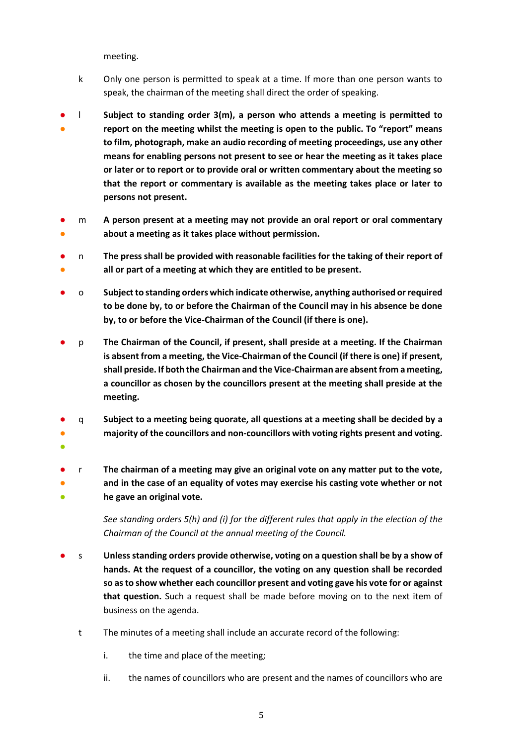meeting.

k Only one person is permitted to speak at a time. If more than one person wants to speak, the chairman of the meeting shall direct the order of speaking.

● ● l **Subject to standing order 3(m), a person who attends a meeting is permitted to report on the meeting whilst the meeting is open to the public. To "report" means to film, photograph, make an audio recording of meeting proceedings, use any other means for enabling persons not present to see or hear the meeting as it takes place or later or to report or to provide oral or written commentary about the meeting so that the report or commentary is available as the meeting takes place or later to persons not present.**

● ● m **A person present at a meeting may not provide an oral report or oral commentary about a meeting as it takes place without permission.**

● ● n **The press shall be provided with reasonable facilities for the taking of their report of all or part of a meeting at which they are entitled to be present.**

● o **Subject to standing orders which indicate otherwise, anything authorised or required to be done by, to or before the Chairman of the Council may in his absence be done by, to or before the Vice-Chairman of the Council (if there is one).**

● p **The Chairman of the Council, if present, shall preside at a meeting. If the Chairman is absent from a meeting, the Vice-Chairman of the Council (if there is one) if present, shall preside. If both the Chairman and the Vice-Chairman are absent from a meeting, a councillor as chosen by the councillors present at the meeting shall preside at the meeting.**

● ● ● q **Subject to a meeting being quorate, all questions at a meeting shall be decided by a majority of the councillors and non-councillors with voting rights present and voting.**

● ● ● r **The chairman of a meeting may give an original vote on any matter put to the vote, and in the case of an equality of votes may exercise his casting vote whether or not he gave an original vote.**

*See standing orders 5(h) and (i) for the different rules that apply in the election of the Chairman of the Council at the annual meeting of the Council.*

● s **Unless standing orders provide otherwise, voting on a question shall be by a show of hands. At the request of a councillor, the voting on any question shall be recorded so as to show whether each councillor present and voting gave his vote for or against that question.** Such a request shall be made before moving on to the next item of business on the agenda.

t The minutes of a meeting shall include an accurate record of the following:

i. the time and place of the meeting;

ii. the names of councillors who are present and the names of councillors who are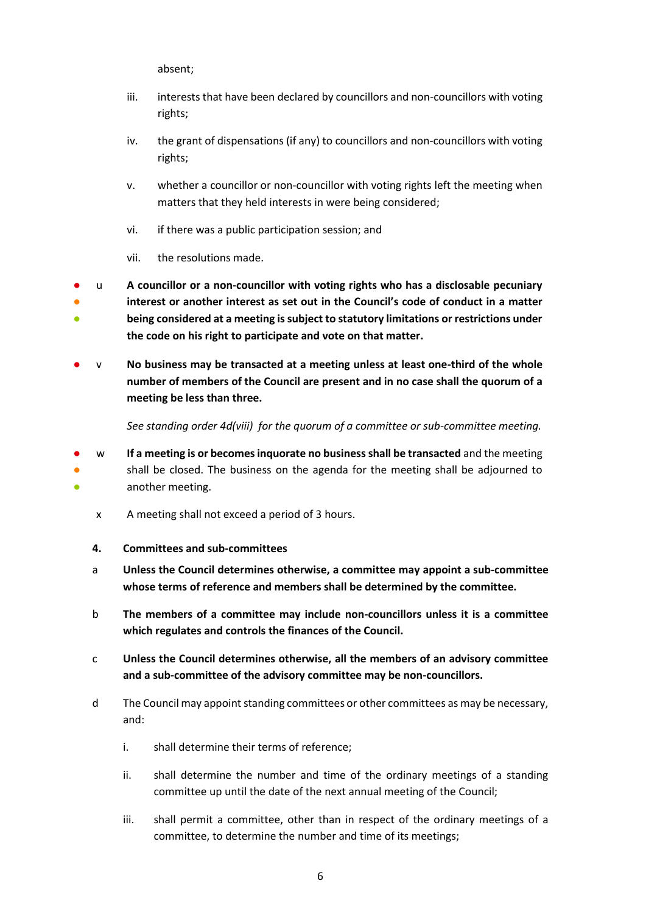absent;

iii. interests that have been declared by councillors and non-councillors with voting rights;

iv. the grant of dispensations (if any) to councillors and non-councillors with voting rights;

v. whether a councillor or non-councillor with voting rights left the meeting when matters that they held interests in were being considered;

vi. if there was a public participation session; and

vii. the resolutions made.

● ● ● u **A councillor or a non-councillor with voting rights who has a disclosable pecuniary interest or another interest as set out in the Council's code of conduct in a matter being considered at a meeting is subject to statutory limitations or restrictions under the code on his right to participate and vote on that matter.**

● v **No business may be transacted at a meeting unless at least one-third of the whole number of members of the Council are present and in no case shall the quorum of a meeting be less than three.**

*See standing order 4d(viii) for the quorum of a committee or sub-committee meeting.*

● ● ● w **If a meeting is or becomes inquorate no business shall be transacted** and the meeting shall be closed. The business on the agenda for the meeting shall be adjourned to another meeting.

x A meeting shall not exceed a period of 3 hours.

## 4. Committees and sub-committees

a **Unless the Council determines otherwise, a committee may appoint a sub-committee whose terms of reference and members shall be determined by the committee.**

b **The members of a committee may include non-councillors unless it is a committee which regulates and controls the finances of the Council.**

c **Unless the Council determines otherwise, all the members of an advisory committee and a sub-committee of the advisory committee may be non-councillors.**

d The Council may appoint standing committees or other committees as may be necessary, and:

i. shall determine their terms of reference;

ii. shall determine the number and time of the ordinary meetings of a standing committee up until the date of the next annual meeting of the Council;

iii. shall permit a committee, other than in respect of the ordinary meetings of a committee, to determine the number and time of its meetings;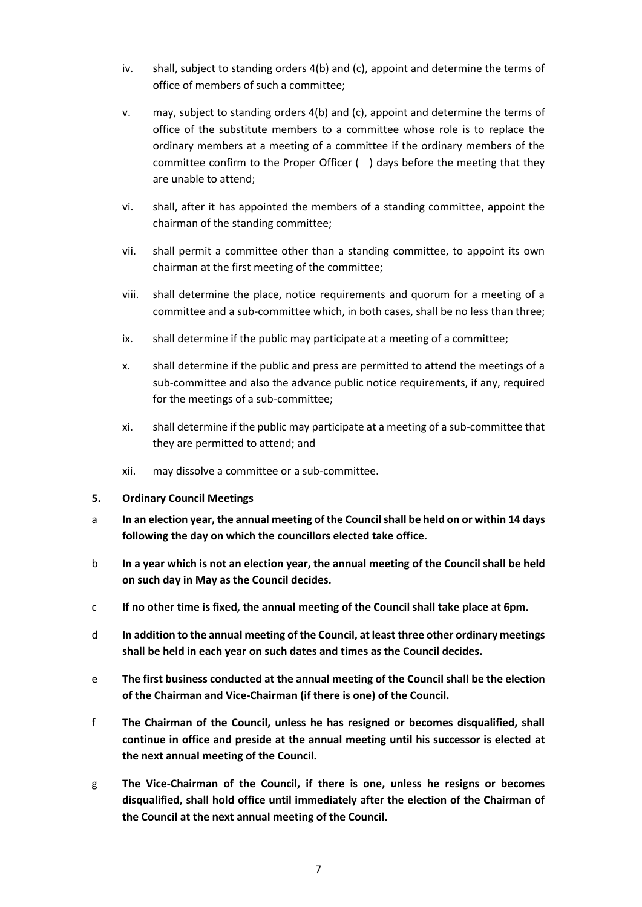iv. shall, subject to standing orders 4(b) and (c), appoint and determine the terms of office of members of such a committee;

v. may, subject to standing orders 4(b) and (c), appoint and determine the terms of office of the substitute members to a committee whose role is to replace the ordinary members at a meeting of a committee if the ordinary members of the committee confirm to the Proper Officer (   ) days before the meeting that they are unable to attend;

vi. shall, after it has appointed the members of a standing committee, appoint the chairman of the standing committee;

vii. shall permit a committee other than a standing committee, to appoint its own chairman at the first meeting of the committee;

viii. shall determine the place, notice requirements and quorum for a meeting of a committee and a sub-committee which, in both cases, shall be no less than three;

ix. shall determine if the public may participate at a meeting of a committee;

x. shall determine if the public and press are permitted to attend the meetings of a sub-committee and also the advance public notice requirements, if any, required for the meetings of a sub-committee;

xi. shall determine if the public may participate at a meeting of a sub-committee that they are permitted to attend; and

xii. may dissolve a committee or a sub-committee.

**5. Ordinary Council Meetings**

a **In an election year, the annual meeting of the Council shall be held on or within 14 days following the day on which the councillors elected take office.**

b **In a year which is not an election year, the annual meeting of the Council shall be held on such day in May as the Council decides.**

c **If no other time is fixed, the annual meeting of the Council shall take place at 6pm.**

d **In addition to the annual meeting of the Council, at least three other ordinary meetings shall be held in each year on such dates and times as the Council decides.**

e **The first business conducted at the annual meeting of the Council shall be the election of the Chairman and Vice-Chairman (if there is one) of the Council.**

f **The Chairman of the Council, unless he has resigned or becomes disqualified, shall continue in office and preside at the annual meeting until his successor is elected at the next annual meeting of the Council.**

g **The Vice-Chairman of the Council, if there is one, unless he resigns or becomes disqualified, shall hold office until immediately after the election of the Chairman of the Council at the next annual meeting of the Council.**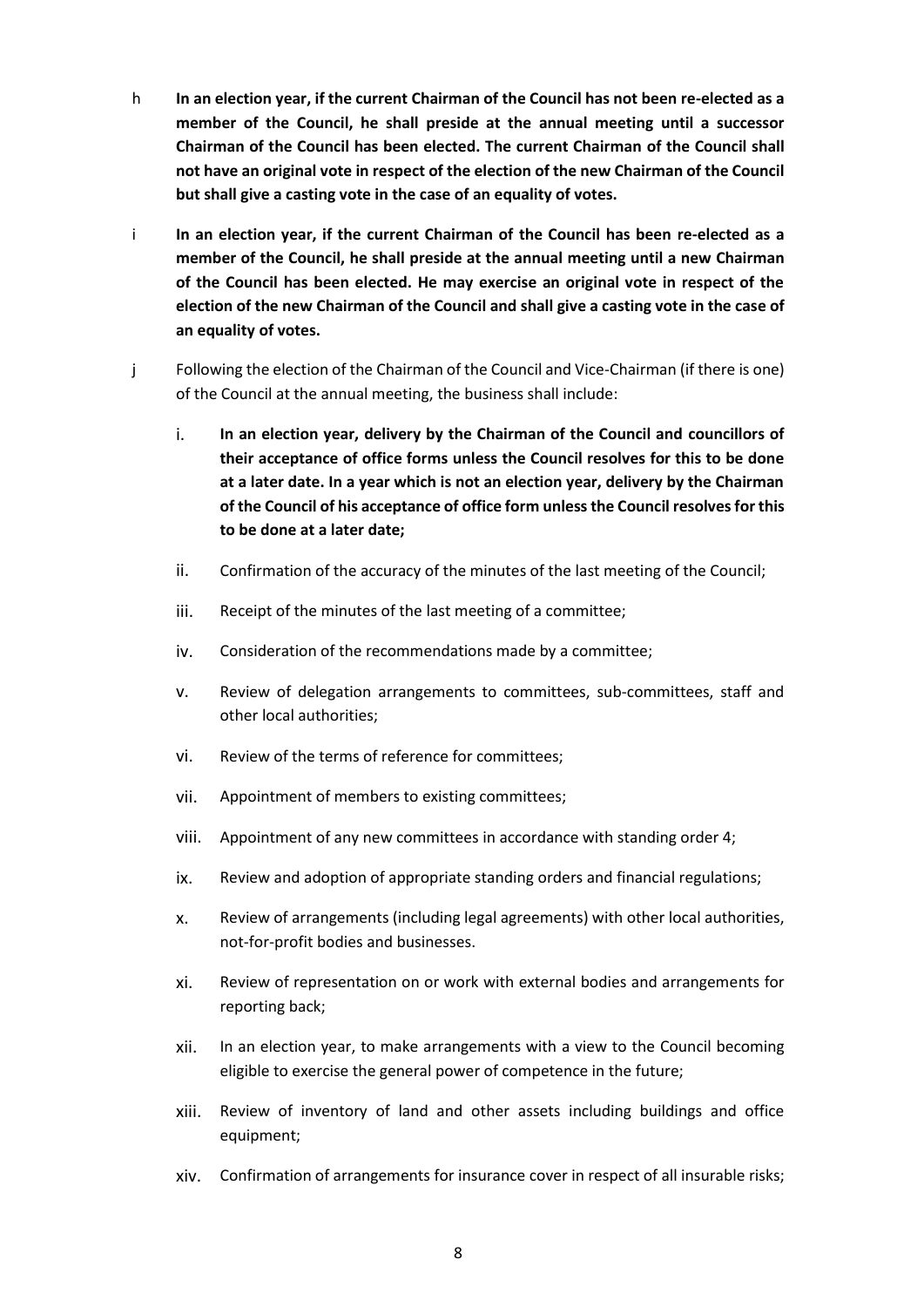h **In an election year, if the current Chairman of the Council has not been re-elected as a member of the Council, he shall preside at the annual meeting until a successor Chairman of the Council has been elected. The current Chairman of the Council shall not have an original vote in respect of the election of the new Chairman of the Council but shall give a casting vote in the case of an equality of votes.**

i **In an election year, if the current Chairman of the Council has been re-elected as a member of the Council, he shall preside at the annual meeting until a new Chairman of the Council has been elected. He may exercise an original vote in respect of the election of the new Chairman of the Council and shall give a casting vote in the case of an equality of votes.**

j Following the election of the Chairman of the Council and Vice-Chairman (if there is one) of the Council at the annual meeting, the business shall include:

i. **In an election year, delivery by the Chairman of the Council and councillors of their acceptance of office forms unless the Council resolves for this to be done at a later date. In a year which is not an election year, delivery by the Chairman of the Council of his acceptance of office form unless the Council resolves for this to be done at a later date;**

ii. Confirmation of the accuracy of the minutes of the last meeting of the Council;

iii. Receipt of the minutes of the last meeting of a committee;

iv. Consideration of the recommendations made by a committee;

v. Review of delegation arrangements to committees, sub-committees, staff and other local authorities;

vi. Review of the terms of reference for committees;

vii. Appointment of members to existing committees;

viii. Appointment of any new committees in accordance with standing order 4;

ix. Review and adoption of appropriate standing orders and financial regulations;

x. Review of arrangements (including legal agreements) with other local authorities, not-for-profit bodies and businesses.

xi. Review of representation on or work with external bodies and arrangements for reporting back;

xii. In an election year, to make arrangements with a view to the Council becoming eligible to exercise the general power of competence in the future;

xiii. Review of inventory of land and other assets including buildings and office equipment;

xiv. Confirmation of arrangements for insurance cover in respect of all insurable risks;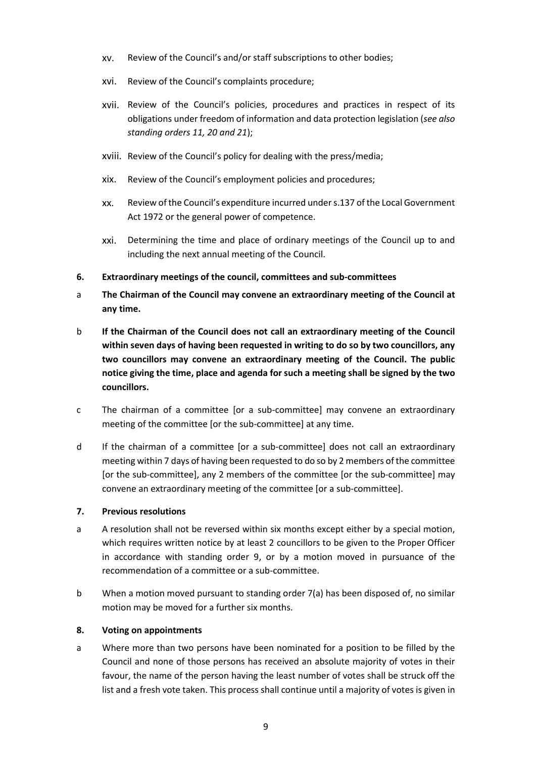xv. Review of the Council's and/or staff subscriptions to other bodies;

xvi. Review of the Council's complaints procedure;

xvii. Review of the Council's policies, procedures and practices in respect of its obligations under freedom of information and data protection legislation (*see also standing orders 11, 20 and 21*);

xviii. Review of the Council's policy for dealing with the press/media;

xix. Review of the Council's employment policies and procedures;

xx. Review of the Council's expenditure incurred under s.137 of the Local Government Act 1972 or the general power of competence.

xxi. Determining the time and place of ordinary meetings of the Council up to and including the next annual meeting of the Council.

**6. Extraordinary meetings of the council, committees and sub-committees**

a **The Chairman of the Council may convene an extraordinary meeting of the Council at any time.**

b **If the Chairman of the Council does not call an extraordinary meeting of the Council within seven days of having been requested in writing to do so by two councillors, any two councillors may convene an extraordinary meeting of the Council. The public notice giving the time, place and agenda for such a meeting shall be signed by the two councillors.**

c The chairman of a committee [or a sub-committee] may convene an extraordinary meeting of the committee [or the sub-committee] at any time.

d If the chairman of a committee [or a sub-committee] does not call an extraordinary meeting within 7 days of having been requested to do so by 2 members of the committee [or the sub-committee], any 2 members of the committee [or the sub-committee] may convene an extraordinary meeting of the committee [or a sub-committee].

**7. Previous resolutions**

a A resolution shall not be reversed within six months except either by a special motion, which requires written notice by at least 2 councillors to be given to the Proper Officer in accordance with standing order 9, or by a motion moved in pursuance of the recommendation of a committee or a sub-committee.

b When a motion moved pursuant to standing order 7(a) has been disposed of, no similar motion may be moved for a further six months.

**8. Voting on appointments**

a Where more than two persons have been nominated for a position to be filled by the Council and none of those persons has received an absolute majority of votes in their favour, the name of the person having the least number of votes shall be struck off the list and a fresh vote taken. This process shall continue until a majority of votes is given in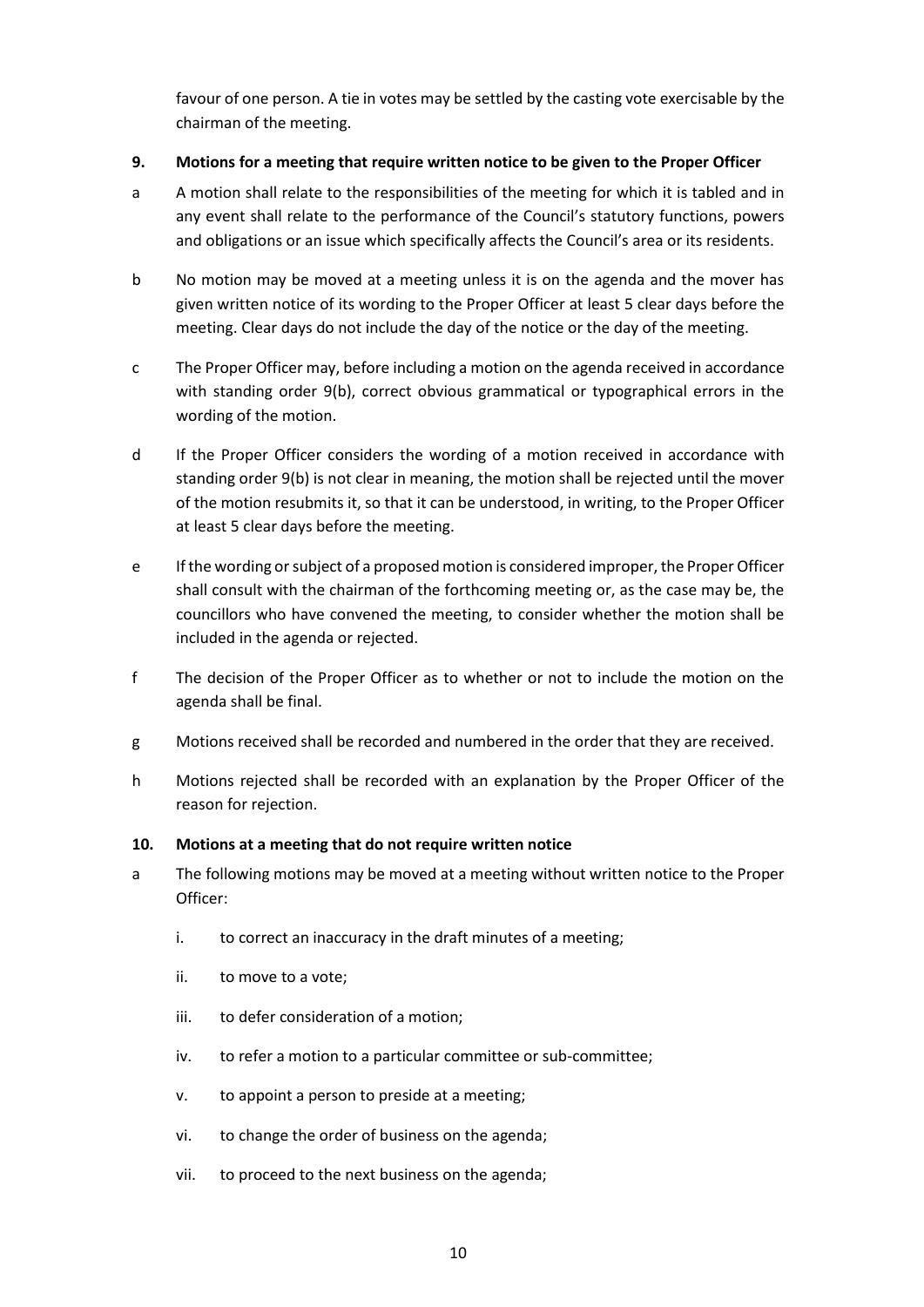favour of one person. A tie in votes may be settled by the casting vote exercisable by the chairman of the meeting.

### 9. Motions for a meeting that require written notice to be given to the Proper Officer

a A motion shall relate to the responsibilities of the meeting for which it is tabled and in any event shall relate to the performance of the Council's statutory functions, powers and obligations or an issue which specifically affects the Council's area or its residents.

b No motion may be moved at a meeting unless it is on the agenda and the mover has given written notice of its wording to the Proper Officer at least 5 clear days before the meeting. Clear days do not include the day of the notice or the day of the meeting.

c The Proper Officer may, before including a motion on the agenda received in accordance with standing order 9(b), correct obvious grammatical or typographical errors in the wording of the motion.

d If the Proper Officer considers the wording of a motion received in accordance with standing order 9(b) is not clear in meaning, the motion shall be rejected until the mover of the motion resubmits it, so that it can be understood, in writing, to the Proper Officer at least 5 clear days before the meeting.

e If the wording or subject of a proposed motion is considered improper, the Proper Officer shall consult with the chairman of the forthcoming meeting or, as the case may be, the councillors who have convened the meeting, to consider whether the motion shall be included in the agenda or rejected.

f The decision of the Proper Officer as to whether or not to include the motion on the agenda shall be final.

g Motions received shall be recorded and numbered in the order that they are received.

h Motions rejected shall be recorded with an explanation by the Proper Officer of the reason for rejection.

### 10. Motions at a meeting that do not require written notice

a The following motions may be moved at a meeting without written notice to the Proper Officer:

   i. to correct an inaccuracy in the draft minutes of a meeting;

   ii. to move to a vote;

   iii. to defer consideration of a motion;

   iv. to refer a motion to a particular committee or sub-committee;

   v. to appoint a person to preside at a meeting;

   vi. to change the order of business on the agenda;

   vii. to proceed to the next business on the agenda;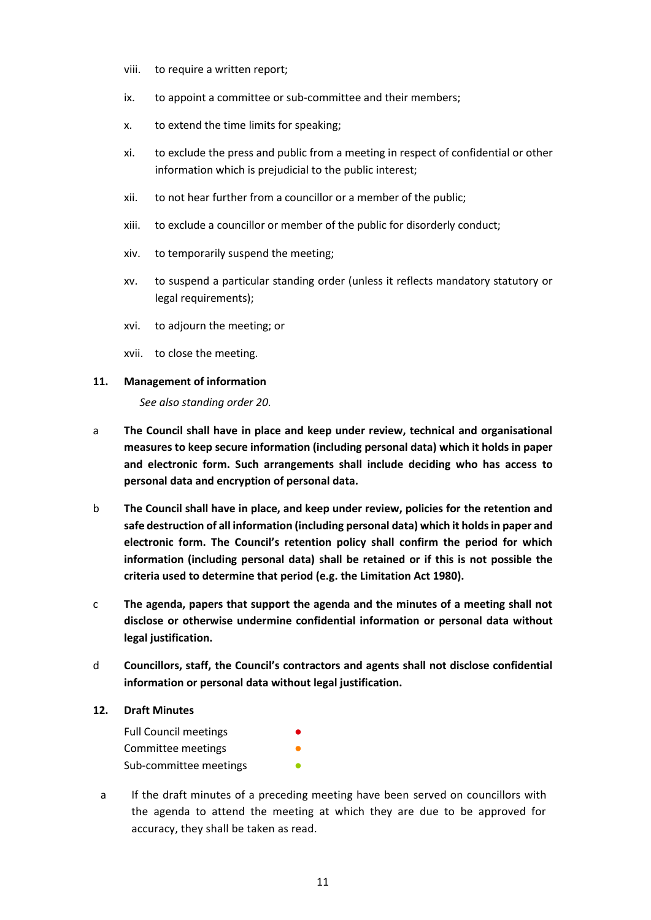viii. to require a written report;

ix. to appoint a committee or sub-committee and their members;

x. to extend the time limits for speaking;

xi. to exclude the press and public from a meeting in respect of confidential or other information which is prejudicial to the public interest;

xii. to not hear further from a councillor or a member of the public;

xiii. to exclude a councillor or member of the public for disorderly conduct;

xiv. to temporarily suspend the meeting;

xv. to suspend a particular standing order (unless it reflects mandatory statutory or legal requirements);

xvi. to adjourn the meeting; or

xvii. to close the meeting.

## 11. Management of information

*See also standing order 20.*

a **The Council shall have in place and keep under review, technical and organisational measures to keep secure information (including personal data) which it holds in paper and electronic form. Such arrangements shall include deciding who has access to personal data and encryption of personal data.**

b **The Council shall have in place, and keep under review, policies for the retention and safe destruction of all information (including personal data) which it holds in paper and electronic form. The Council's retention policy shall confirm the period for which information (including personal data) shall be retained or if this is not possible the criteria used to determine that period (e.g. the Limitation Act 1980).**

c **The agenda, papers that support the agenda and the minutes of a meeting shall not disclose or otherwise undermine confidential information or personal data without legal justification.**

d **Councillors, staff, the Council's contractors and agents shall not disclose confidential information or personal data without legal justification.**

## 12. Draft Minutes

Full Council meetings ●
Committee meetings ●
Sub-committee meetings ●

a If the draft minutes of a preceding meeting have been served on councillors with the agenda to attend the meeting at which they are due to be approved for accuracy, they shall be taken as read.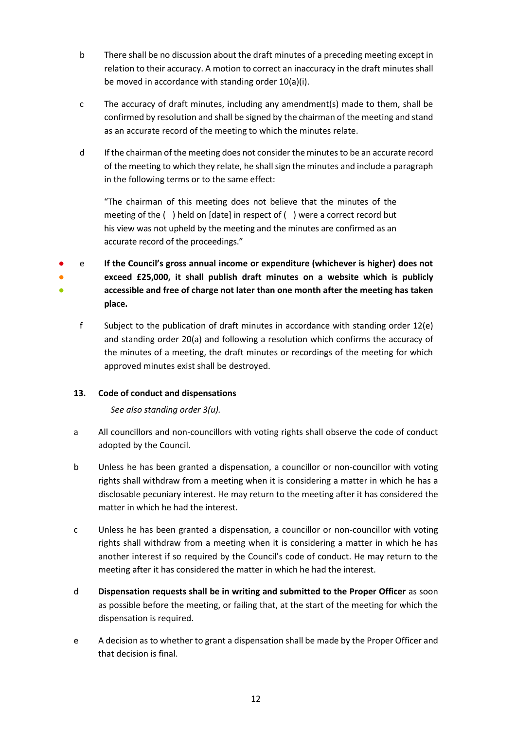b  There shall be no discussion about the draft minutes of a preceding meeting except in relation to their accuracy. A motion to correct an inaccuracy in the draft minutes shall be moved in accordance with standing order 10(a)(i).

c  The accuracy of draft minutes, including any amendment(s) made to them, shall be confirmed by resolution and shall be signed by the chairman of the meeting and stand as an accurate record of the meeting to which the minutes relate.

d  If the chairman of the meeting does not consider the minutes to be an accurate record of the meeting to which they relate, he shall sign the minutes and include a paragraph in the following terms or to the same effect:

> "The chairman of this meeting does not believe that the minutes of the meeting of the (  ) held on [date] in respect of (  ) were a correct record but his view was not upheld by the meeting and the minutes are confirmed as an accurate record of the proceedings."

● ● ● e  **If the Council's gross annual income or expenditure (whichever is higher) does not exceed £25,000, it shall publish draft minutes on a website which is publicly accessible and free of charge not later than one month after the meeting has taken place.**

f  Subject to the publication of draft minutes in accordance with standing order 12(e) and standing order 20(a) and following a resolution which confirms the accuracy of the minutes of a meeting, the draft minutes or recordings of the meeting for which approved minutes exist shall be destroyed.

### 13. Code of conduct and dispensations

*See also standing order 3(u).*

a  All councillors and non-councillors with voting rights shall observe the code of conduct adopted by the Council.

b  Unless he has been granted a dispensation, a councillor or non-councillor with voting rights shall withdraw from a meeting when it is considering a matter in which he has a disclosable pecuniary interest. He may return to the meeting after it has considered the matter in which he had the interest.

c  Unless he has been granted a dispensation, a councillor or non-councillor with voting rights shall withdraw from a meeting when it is considering a matter in which he has another interest if so required by the Council's code of conduct. He may return to the meeting after it has considered the matter in which he had the interest.

d  **Dispensation requests shall be in writing and submitted to the Proper Officer** as soon as possible before the meeting, or failing that, at the start of the meeting for which the dispensation is required.

e  A decision as to whether to grant a dispensation shall be made by the Proper Officer and that decision is final.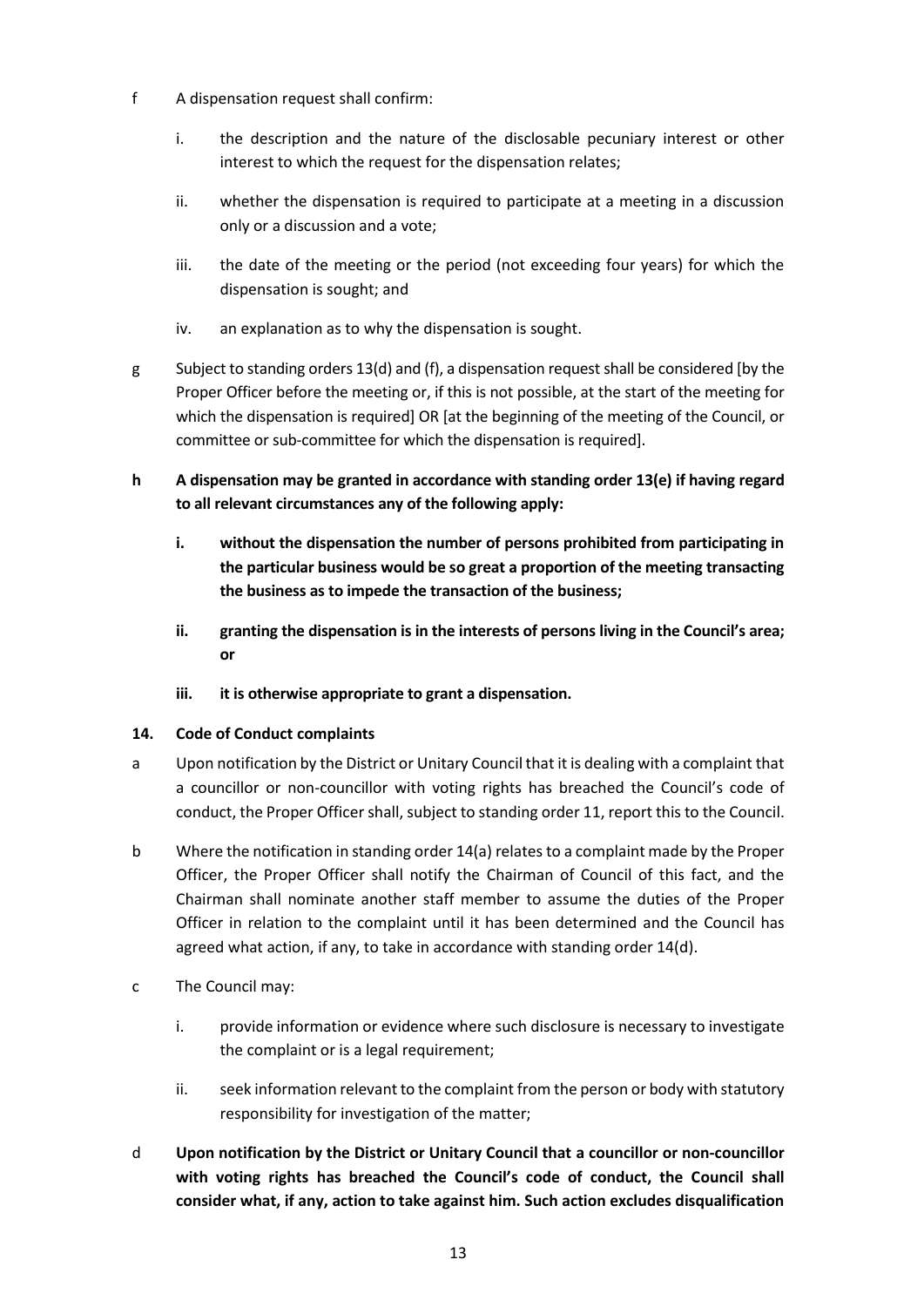f A dispensation request shall confirm:

   i. the description and the nature of the disclosable pecuniary interest or other interest to which the request for the dispensation relates;

   ii. whether the dispensation is required to participate at a meeting in a discussion only or a discussion and a vote;

   iii. the date of the meeting or the period (not exceeding four years) for which the dispensation is sought; and

   iv. an explanation as to why the dispensation is sought.

g Subject to standing orders 13(d) and (f), a dispensation request shall be considered [by the Proper Officer before the meeting or, if this is not possible, at the start of the meeting for which the dispensation is required] OR [at the beginning of the meeting of the Council, or committee or sub-committee for which the dispensation is required].

**h A dispensation may be granted in accordance with standing order 13(e) if having regard to all relevant circumstances any of the following apply:**

   **i. without the dispensation the number of persons prohibited from participating in the particular business would be so great a proportion of the meeting transacting the business as to impede the transaction of the business;**

   **ii. granting the dispensation is in the interests of persons living in the Council's area; or**

   **iii. it is otherwise appropriate to grant a dispensation.**

**14. Code of Conduct complaints**

a Upon notification by the District or Unitary Council that it is dealing with a complaint that a councillor or non-councillor with voting rights has breached the Council's code of conduct, the Proper Officer shall, subject to standing order 11, report this to the Council.

b Where the notification in standing order 14(a) relates to a complaint made by the Proper Officer, the Proper Officer shall notify the Chairman of Council of this fact, and the Chairman shall nominate another staff member to assume the duties of the Proper Officer in relation to the complaint until it has been determined and the Council has agreed what action, if any, to take in accordance with standing order 14(d).

c The Council may:

   i. provide information or evidence where such disclosure is necessary to investigate the complaint or is a legal requirement;

   ii. seek information relevant to the complaint from the person or body with statutory responsibility for investigation of the matter;

d **Upon notification by the District or Unitary Council that a councillor or non-councillor with voting rights has breached the Council's code of conduct, the Council shall consider what, if any, action to take against him. Such action excludes disqualification**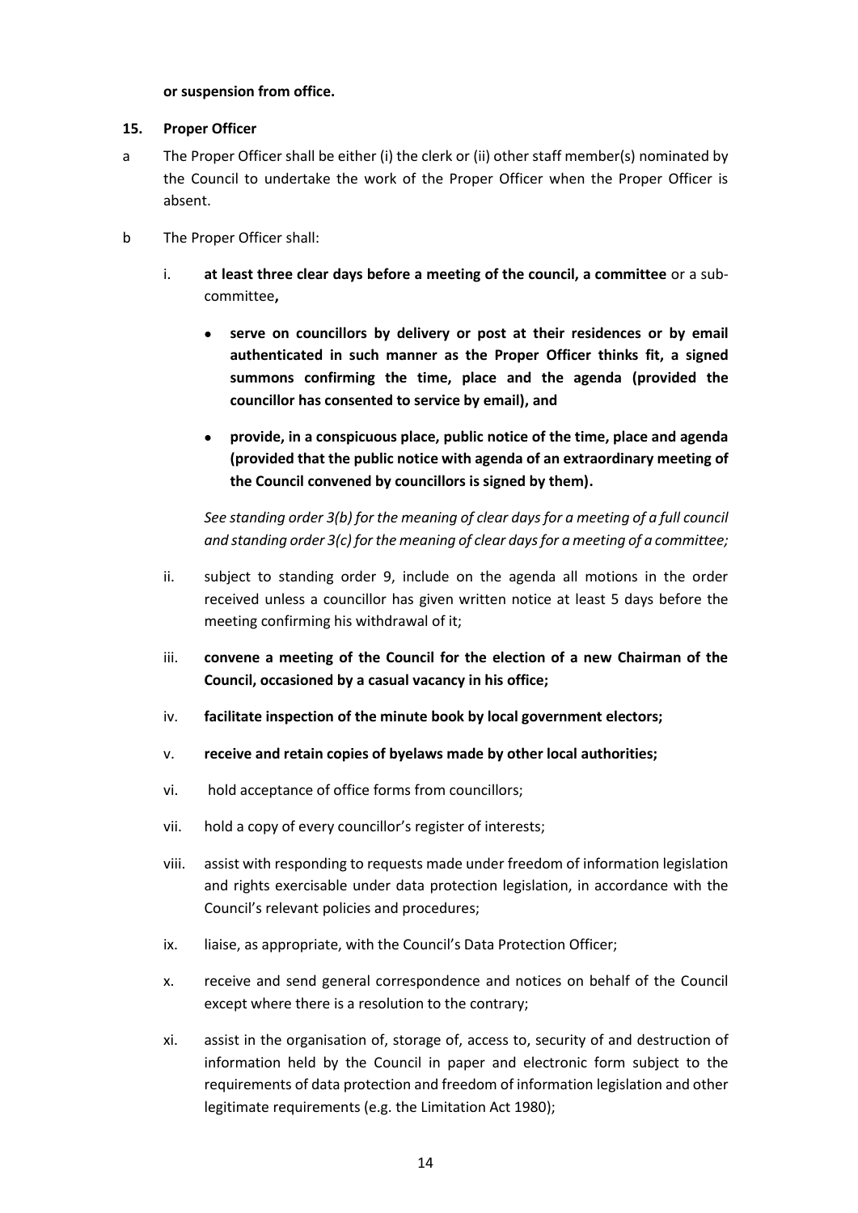**or suspension from office.**

**15. Proper Officer**

a The Proper Officer shall be either (i) the clerk or (ii) other staff member(s) nominated by the Council to undertake the work of the Proper Officer when the Proper Officer is absent.

b The Proper Officer shall:

i. **at least three clear days before a meeting of the council, a committee** or a sub-committee**,**

- **serve on councillors by delivery or post at their residences or by email authenticated in such manner as the Proper Officer thinks fit, a signed summons confirming the time, place and the agenda (provided the councillor has consented to service by email), and**
- **provide, in a conspicuous place, public notice of the time, place and agenda (provided that the public notice with agenda of an extraordinary meeting of the Council convened by councillors is signed by them).**

*See standing order 3(b) for the meaning of clear days for a meeting of a full council and standing order 3(c) for the meaning of clear days for a meeting of a committee;*

ii. subject to standing order 9, include on the agenda all motions in the order received unless a councillor has given written notice at least 5 days before the meeting confirming his withdrawal of it;

iii. **convene a meeting of the Council for the election of a new Chairman of the Council, occasioned by a casual vacancy in his office;**

iv. **facilitate inspection of the minute book by local government electors;**

v. **receive and retain copies of byelaws made by other local authorities;**

vi. hold acceptance of office forms from councillors;

vii. hold a copy of every councillor's register of interests;

viii. assist with responding to requests made under freedom of information legislation and rights exercisable under data protection legislation, in accordance with the Council's relevant policies and procedures;

ix. liaise, as appropriate, with the Council's Data Protection Officer;

x. receive and send general correspondence and notices on behalf of the Council except where there is a resolution to the contrary;

xi. assist in the organisation of, storage of, access to, security of and destruction of information held by the Council in paper and electronic form subject to the requirements of data protection and freedom of information legislation and other legitimate requirements (e.g. the Limitation Act 1980);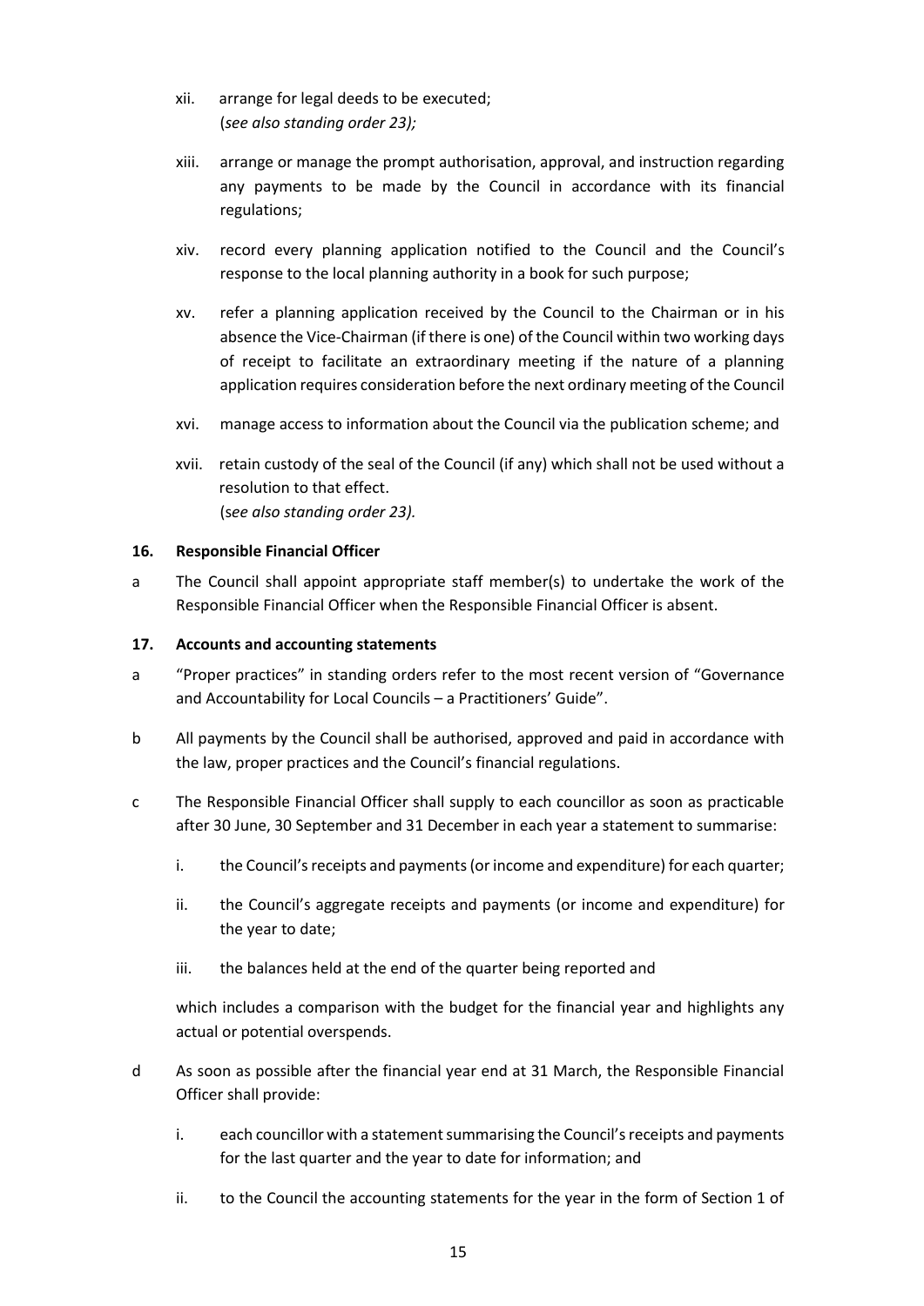xii. arrange for legal deeds to be executed;
(*see also standing order 23);*

xiii. arrange or manage the prompt authorisation, approval, and instruction regarding any payments to be made by the Council in accordance with its financial regulations;

xiv. record every planning application notified to the Council and the Council's response to the local planning authority in a book for such purpose;

xv. refer a planning application received by the Council to the Chairman or in his absence the Vice-Chairman (if there is one) of the Council within two working days of receipt to facilitate an extraordinary meeting if the nature of a planning application requires consideration before the next ordinary meeting of the Council

xvi. manage access to information about the Council via the publication scheme; and

xvii. retain custody of the seal of the Council (if any) which shall not be used without a resolution to that effect.
(*see also standing order 23).*

**16. Responsible Financial Officer**

a The Council shall appoint appropriate staff member(s) to undertake the work of the Responsible Financial Officer when the Responsible Financial Officer is absent.

**17. Accounts and accounting statements**

a "Proper practices" in standing orders refer to the most recent version of "Governance and Accountability for Local Councils – a Practitioners' Guide".

b All payments by the Council shall be authorised, approved and paid in accordance with the law, proper practices and the Council's financial regulations.

c The Responsible Financial Officer shall supply to each councillor as soon as practicable after 30 June, 30 September and 31 December in each year a statement to summarise:

i. the Council's receipts and payments (or income and expenditure) for each quarter;

ii. the Council's aggregate receipts and payments (or income and expenditure) for the year to date;

iii. the balances held at the end of the quarter being reported and

which includes a comparison with the budget for the financial year and highlights any actual or potential overspends.

d As soon as possible after the financial year end at 31 March, the Responsible Financial Officer shall provide:

i. each councillor with a statement summarising the Council's receipts and payments for the last quarter and the year to date for information; and

ii. to the Council the accounting statements for the year in the form of Section 1 of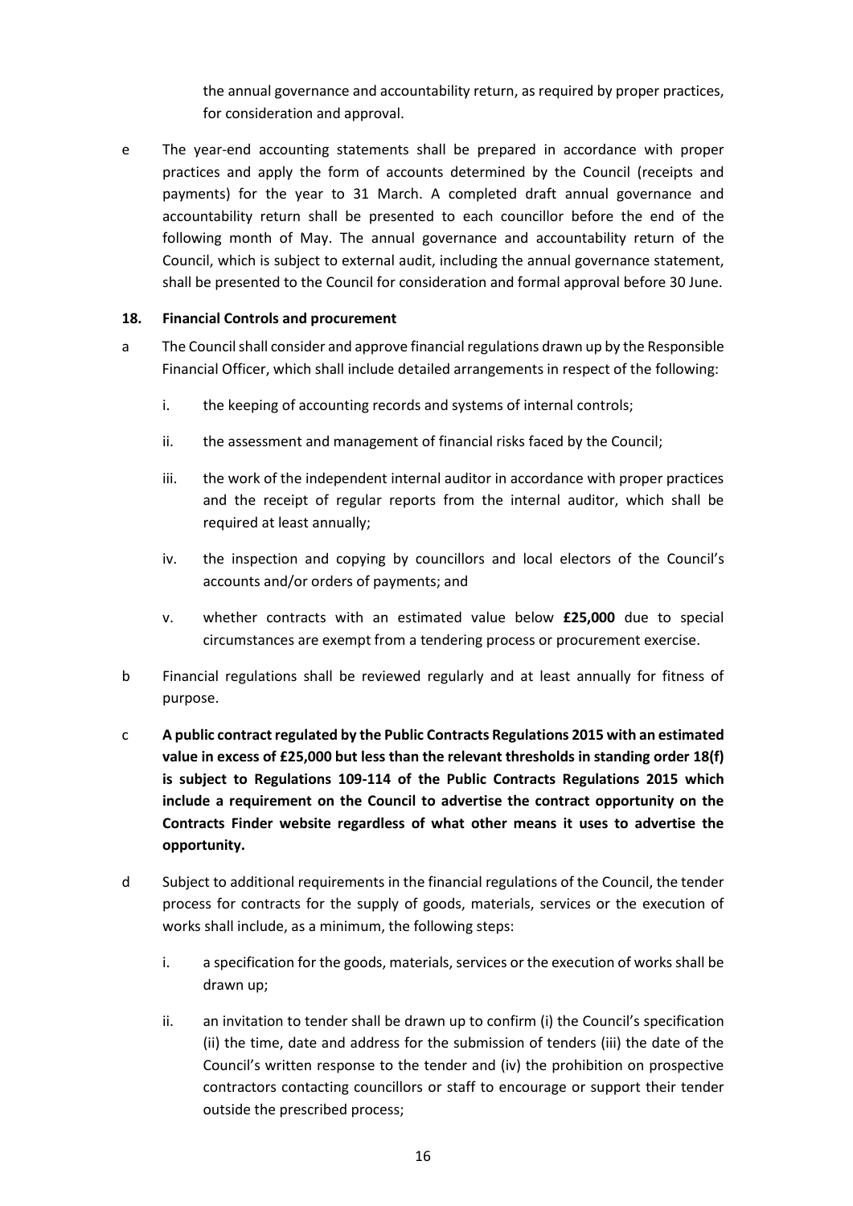the annual governance and accountability return, as required by proper practices, for consideration and approval.

e The year-end accounting statements shall be prepared in accordance with proper practices and apply the form of accounts determined by the Council (receipts and payments) for the year to 31 March. A completed draft annual governance and accountability return shall be presented to each councillor before the end of the following month of May. The annual governance and accountability return of the Council, which is subject to external audit, including the annual governance statement, shall be presented to the Council for consideration and formal approval before 30 June.

**18. Financial Controls and procurement**

a The Council shall consider and approve financial regulations drawn up by the Responsible Financial Officer, which shall include detailed arrangements in respect of the following:

i. the keeping of accounting records and systems of internal controls;

ii. the assessment and management of financial risks faced by the Council;

iii. the work of the independent internal auditor in accordance with proper practices and the receipt of regular reports from the internal auditor, which shall be required at least annually;

iv. the inspection and copying by councillors and local electors of the Council's accounts and/or orders of payments; and

v. whether contracts with an estimated value below **£25,000** due to special circumstances are exempt from a tendering process or procurement exercise.

b Financial regulations shall be reviewed regularly and at least annually for fitness of purpose.

c **A public contract regulated by the Public Contracts Regulations 2015 with an estimated value in excess of £25,000 but less than the relevant thresholds in standing order 18(f) is subject to Regulations 109-114 of the Public Contracts Regulations 2015 which include a requirement on the Council to advertise the contract opportunity on the Contracts Finder website regardless of what other means it uses to advertise the opportunity.**

d Subject to additional requirements in the financial regulations of the Council, the tender process for contracts for the supply of goods, materials, services or the execution of works shall include, as a minimum, the following steps:

i. a specification for the goods, materials, services or the execution of works shall be drawn up;

ii. an invitation to tender shall be drawn up to confirm (i) the Council's specification (ii) the time, date and address for the submission of tenders (iii) the date of the Council's written response to the tender and (iv) the prohibition on prospective contractors contacting councillors or staff to encourage or support their tender outside the prescribed process;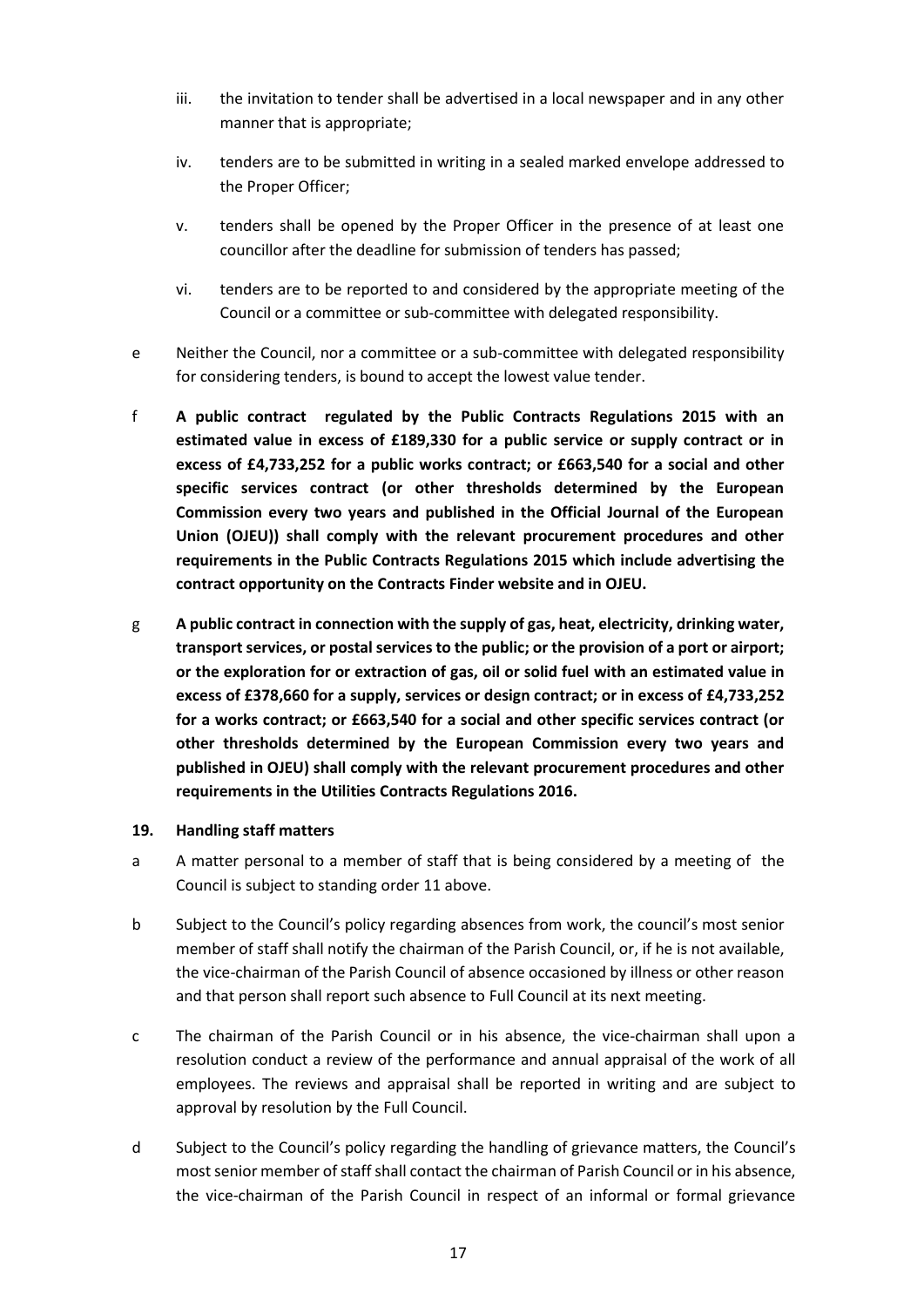iii. the invitation to tender shall be advertised in a local newspaper and in any other manner that is appropriate;

iv. tenders are to be submitted in writing in a sealed marked envelope addressed to the Proper Officer;

v. tenders shall be opened by the Proper Officer in the presence of at least one councillor after the deadline for submission of tenders has passed;

vi. tenders are to be reported to and considered by the appropriate meeting of the Council or a committee or sub-committee with delegated responsibility.

e Neither the Council, nor a committee or a sub-committee with delegated responsibility for considering tenders, is bound to accept the lowest value tender.

f **A public contract regulated by the Public Contracts Regulations 2015 with an estimated value in excess of £189,330 for a public service or supply contract or in excess of £4,733,252 for a public works contract; or £663,540 for a social and other specific services contract (or other thresholds determined by the European Commission every two years and published in the Official Journal of the European Union (OJEU)) shall comply with the relevant procurement procedures and other requirements in the Public Contracts Regulations 2015 which include advertising the contract opportunity on the Contracts Finder website and in OJEU.**

g **A public contract in connection with the supply of gas, heat, electricity, drinking water, transport services, or postal services to the public; or the provision of a port or airport; or the exploration for or extraction of gas, oil or solid fuel with an estimated value in excess of £378,660 for a supply, services or design contract; or in excess of £4,733,252 for a works contract; or £663,540 for a social and other specific services contract (or other thresholds determined by the European Commission every two years and published in OJEU) shall comply with the relevant procurement procedures and other requirements in the Utilities Contracts Regulations 2016.**

### 19. Handling staff matters

a A matter personal to a member of staff that is being considered by a meeting of the Council is subject to standing order 11 above.

b Subject to the Council's policy regarding absences from work, the council's most senior member of staff shall notify the chairman of the Parish Council, or, if he is not available, the vice-chairman of the Parish Council of absence occasioned by illness or other reason and that person shall report such absence to Full Council at its next meeting.

c The chairman of the Parish Council or in his absence, the vice-chairman shall upon a resolution conduct a review of the performance and annual appraisal of the work of all employees. The reviews and appraisal shall be reported in writing and are subject to approval by resolution by the Full Council.

d Subject to the Council's policy regarding the handling of grievance matters, the Council's most senior member of staff shall contact the chairman of Parish Council or in his absence, the vice-chairman of the Parish Council in respect of an informal or formal grievance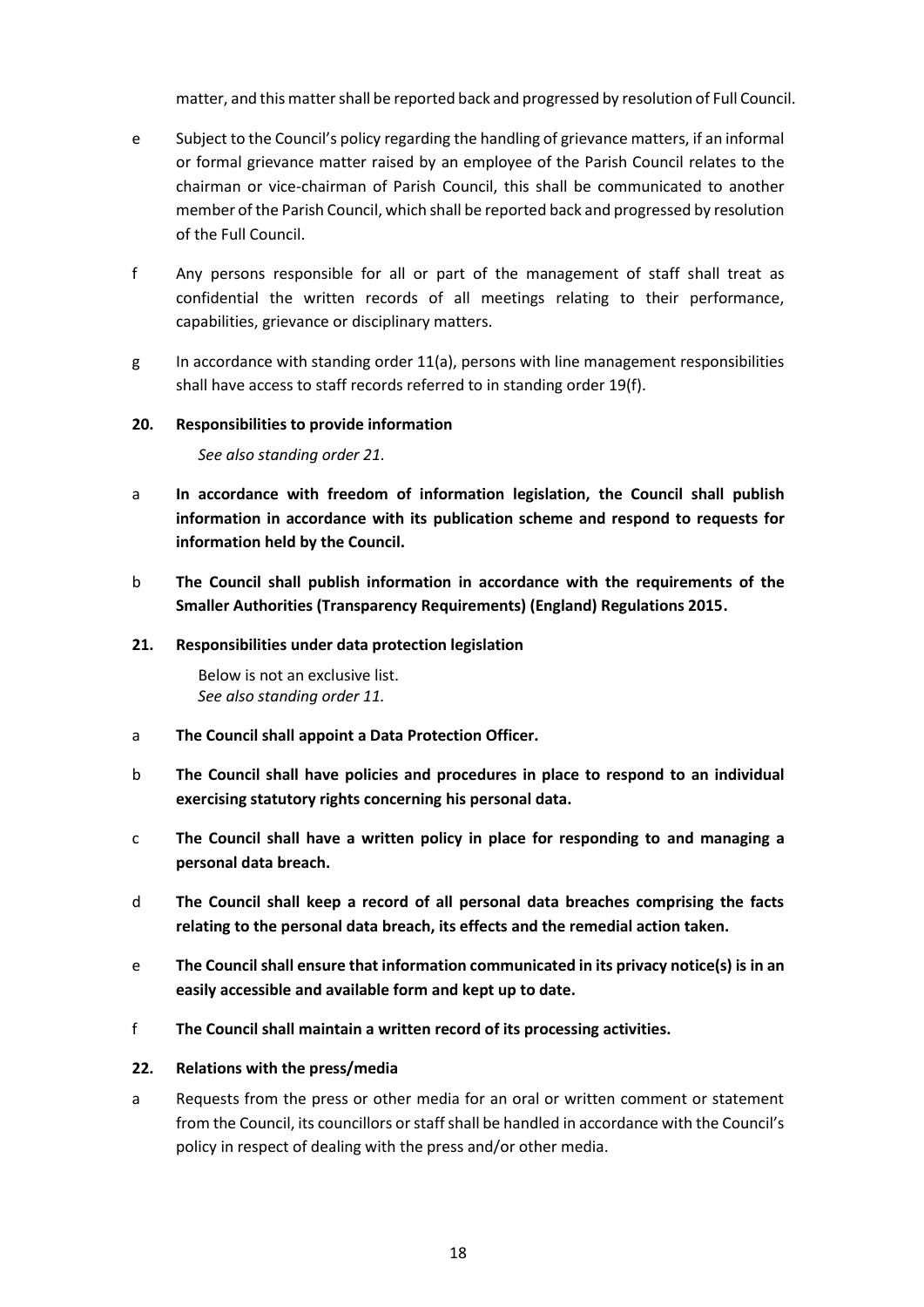matter, and this matter shall be reported back and progressed by resolution of Full Council.

e Subject to the Council's policy regarding the handling of grievance matters, if an informal or formal grievance matter raised by an employee of the Parish Council relates to the chairman or vice-chairman of Parish Council, this shall be communicated to another member of the Parish Council, which shall be reported back and progressed by resolution of the Full Council.

f Any persons responsible for all or part of the management of staff shall treat as confidential the written records of all meetings relating to their performance, capabilities, grievance or disciplinary matters.

g In accordance with standing order 11(a), persons with line management responsibilities shall have access to staff records referred to in standing order 19(f).

**20. Responsibilities to provide information**

*See also standing order 21.*

a **In accordance with freedom of information legislation, the Council shall publish information in accordance with its publication scheme and respond to requests for information held by the Council.**

b **The Council shall publish information in accordance with the requirements of the Smaller Authorities (Transparency Requirements) (England) Regulations 2015.**

**21. Responsibilities under data protection legislation**

Below is not an exclusive list.
*See also standing order 11.*

a **The Council shall appoint a Data Protection Officer.**

b **The Council shall have policies and procedures in place to respond to an individual exercising statutory rights concerning his personal data.**

c **The Council shall have a written policy in place for responding to and managing a personal data breach.**

d **The Council shall keep a record of all personal data breaches comprising the facts relating to the personal data breach, its effects and the remedial action taken.**

e **The Council shall ensure that information communicated in its privacy notice(s) is in an easily accessible and available form and kept up to date.**

f **The Council shall maintain a written record of its processing activities.**

**22. Relations with the press/media**

a Requests from the press or other media for an oral or written comment or statement from the Council, its councillors or staff shall be handled in accordance with the Council's policy in respect of dealing with the press and/or other media.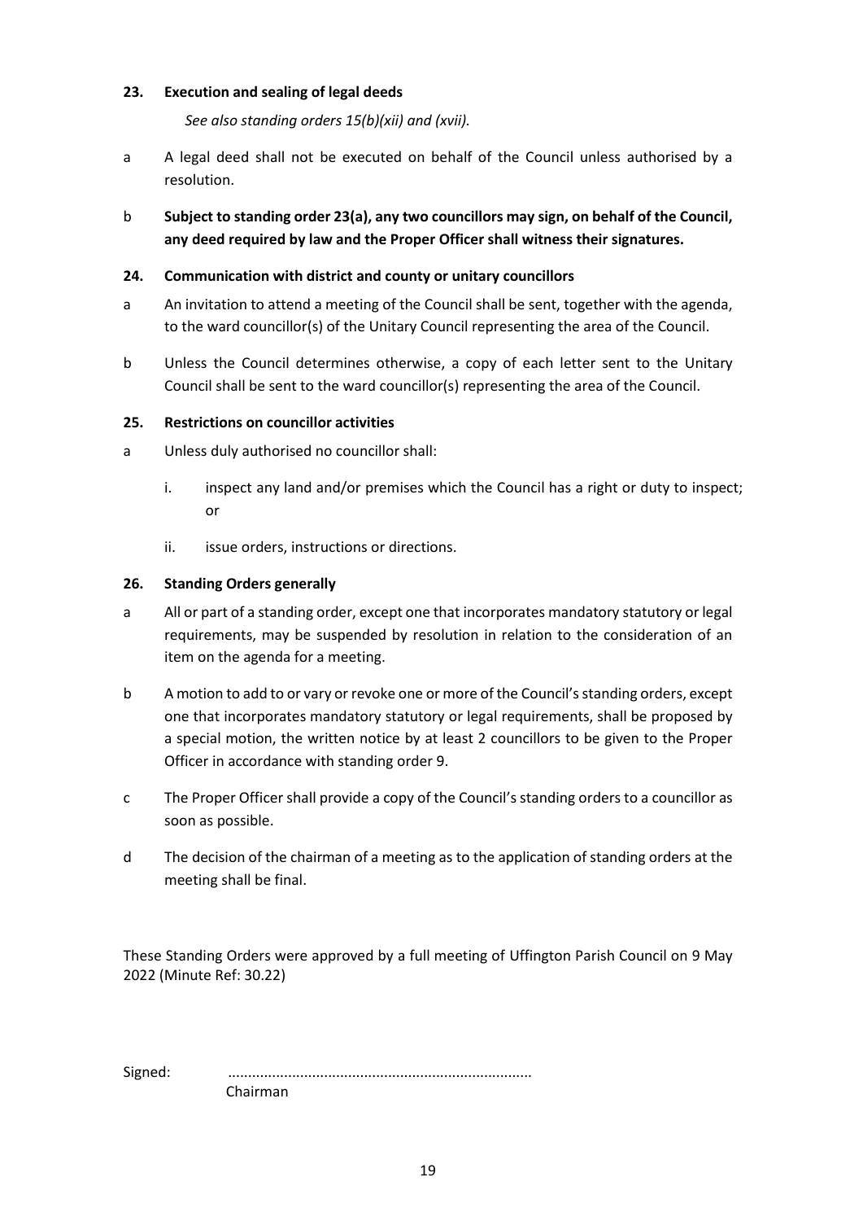**23. Execution and sealing of legal deeds**

*See also standing orders 15(b)(xii) and (xvii).*

a A legal deed shall not be executed on behalf of the Council unless authorised by a resolution.

b **Subject to standing order 23(a), any two councillors may sign, on behalf of the Council, any deed required by law and the Proper Officer shall witness their signatures.**

**24. Communication with district and county or unitary councillors**

a An invitation to attend a meeting of the Council shall be sent, together with the agenda, to the ward councillor(s) of the Unitary Council representing the area of the Council.

b Unless the Council determines otherwise, a copy of each letter sent to the Unitary Council shall be sent to the ward councillor(s) representing the area of the Council.

**25. Restrictions on councillor activities**

a Unless duly authorised no councillor shall:

i. inspect any land and/or premises which the Council has a right or duty to inspect; or

ii. issue orders, instructions or directions.

**26. Standing Orders generally**

a All or part of a standing order, except one that incorporates mandatory statutory or legal requirements, may be suspended by resolution in relation to the consideration of an item on the agenda for a meeting.

b A motion to add to or vary or revoke one or more of the Council's standing orders, except one that incorporates mandatory statutory or legal requirements, shall be proposed by a special motion, the written notice by at least 2 councillors to be given to the Proper Officer in accordance with standing order 9.

c The Proper Officer shall provide a copy of the Council's standing orders to a councillor as soon as possible.

d The decision of the chairman of a meeting as to the application of standing orders at the meeting shall be final.

These Standing Orders were approved by a full meeting of Uffington Parish Council on 9 May 2022 (Minute Ref: 30.22)

Signed: ..........................................................................

Chairman